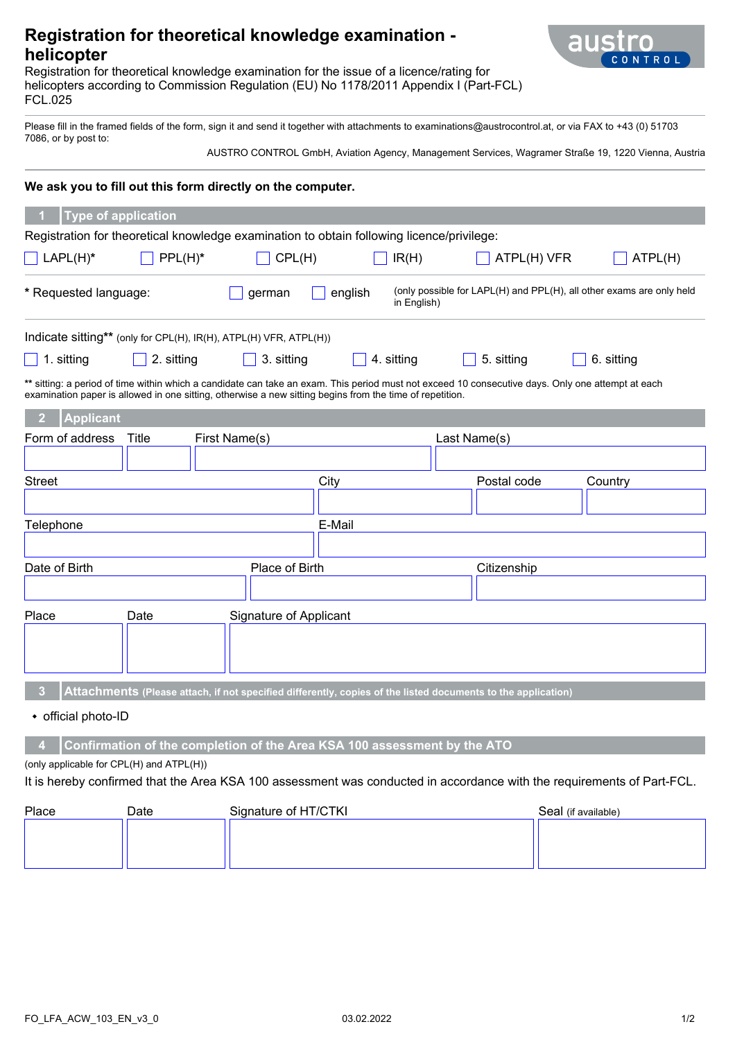# Registration for theoretical knowledge examination - helicopter

Registration for theoretical knowledge examination for the issue of a licence/rating for helicopters according to Commission Regulation (EU) No 1178/2011 Appendix I (Part-FCL) FCL.025

Please fill in the framed fields of the form, sign it and send it together with attachments to examinations@austrocontrol.at, or via FAX to +43 (0) 51703 7086, or by post to:

AUSTRO CONTROL GmbH, Aviation Agency, Management Services, Wagramer Straße 19, 1220 Vienna, Austria

**We ask you to fill out this form directly on the computer.**

## 1 Type of application

Registration for theoretical knowledge examination to obtain following licence/privilege:

☐ LAPL(H)* ☐ PPL(H)* ☐ CPL(H) ☐ IR(H) ☐ ATPL(H) VFR ☐ ATPL(H)

* Requested language: ☐ german ☐ english (only possible for LAPL(H) and PPL(H), all other exams are only held in English)

Indicate sitting** (only for CPL(H), IR(H), ATPL(H) VFR, ATPL(H))

☐ 1. sitting ☐ 2. sitting ☐ 3. sitting ☐ 4. sitting ☐ 5. sitting ☐ 6. sitting

** sitting: a period of time within which a candidate can take an exam. This period must not exceed 10 consecutive days. Only one attempt at each examination paper is allowed in one sitting, otherwise a new sitting begins from the time of repetition.

## 2 Applicant

| Form of address | Title | First Name(s) | Last Name(s) |
|---|---|---|---|
| | | | |

| Street | City | Postal code | Country |
|---|---|---|---|
| | | | |

| Telephone | E-Mail |
|---|---|
| | |

| Date of Birth | Place of Birth | Citizenship |
|---|---|---|
| | | |

| Place | Date | Signature of Applicant |
|---|---|---|
| | | |

## 3 Attachments (Please attach, if not specified differently, copies of the listed documents to the application)

- official photo-ID

## 4 Confirmation of the completion of the Area KSA 100 assessment by the ATO

(only applicable for CPL(H) and ATPL(H))

It is hereby confirmed that the Area KSA 100 assessment was conducted in accordance with the requirements of Part-FCL.

| Place | Date | Signature of HT/CTKI | Seal (if available) |
|---|---|---|---|
| | | | |

FO_LFA_ACW_103_EN_v3_0 03.02.2022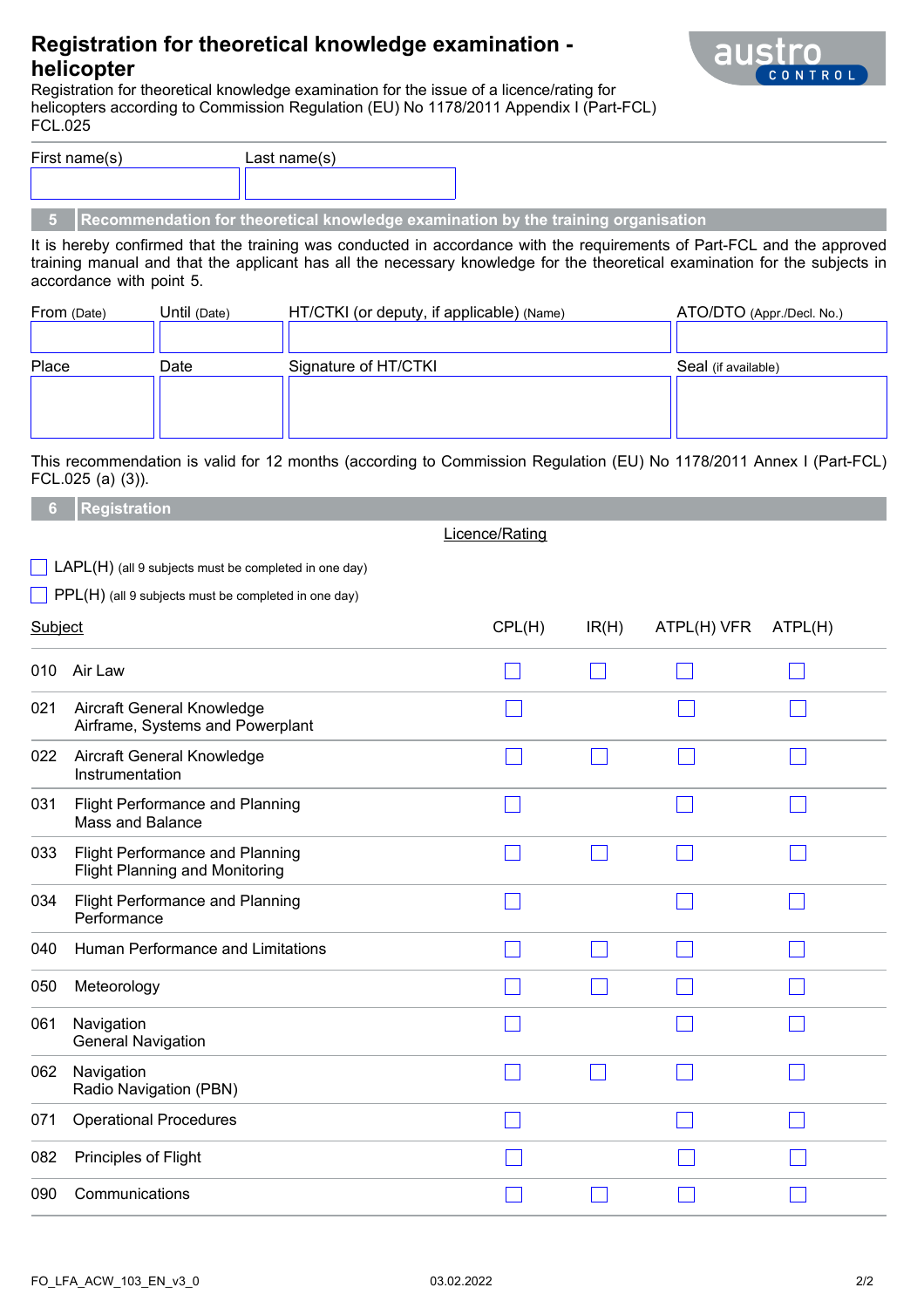# Registration for theoretical knowledge examination - helicopter

Registration for theoretical knowledge examination for the issue of a licence/rating for helicopters according to Commission Regulation (EU) No 1178/2011 Appendix I (Part-FCL) FCL.025

| First name(s) | Last name(s) |
|---|---|
| | |

## 5 Recommendation for theoretical knowledge examination by the training organisation

It is hereby confirmed that the training was conducted in accordance with the requirements of Part-FCL and the approved training manual and that the applicant has all the necessary knowledge for the theoretical examination for the subjects in accordance with point 5.

| From (Date) | Until (Date) | HT/CTKI (or deputy, if applicable) (Name) | ATO/DTO (Appr./Decl. No.) |
|---|---|---|---|
| | | | |

| Place | Date | Signature of HT/CTKI | Seal (if available) |
|---|---|---|---|
| | | | |

This recommendation is valid for 12 months (according to Commission Regulation (EU) No 1178/2011 Annex I (Part-FCL) FCL.025 (a) (3)).

## 6 Registration

Licence/Rating

☐ LAPL(H) (all 9 subjects must be completed in one day)

☐ PPL(H) (all 9 subjects must be completed in one day)

| Subject | CPL(H) | IR(H) | ATPL(H) VFR | ATPL(H) |
|---|---|---|---|---|
| 010 Air Law | ☐ | ☐ | ☐ | ☐ |
| 021 Aircraft General Knowledge<br>Airframe, Systems and Powerplant | ☐ | | ☐ | ☐ |
| 022 Aircraft General Knowledge<br>Instrumentation | ☐ | ☐ | ☐ | ☐ |
| 031 Flight Performance and Planning<br>Mass and Balance | ☐ | | ☐ | ☐ |
| 033 Flight Performance and Planning<br>Flight Planning and Monitoring | ☐ | ☐ | ☐ | ☐ |
| 034 Flight Performance and Planning<br>Performance | ☐ | | ☐ | ☐ |
| 040 Human Performance and Limitations | ☐ | ☐ | ☐ | ☐ |
| 050 Meteorology | ☐ | ☐ | ☐ | ☐ |
| 061 Navigation<br>General Navigation | ☐ | | ☐ | ☐ |
| 062 Navigation<br>Radio Navigation (PBN) | ☐ | ☐ | ☐ | ☐ |
| 071 Operational Procedures | ☐ | | ☐ | ☐ |
| 082 Principles of Flight | ☐ | | ☐ | ☐ |
| 090 Communications | ☐ | ☐ | ☐ | ☐ |

FO_LFA_ACW_103_EN_v3_0 03.02.2022